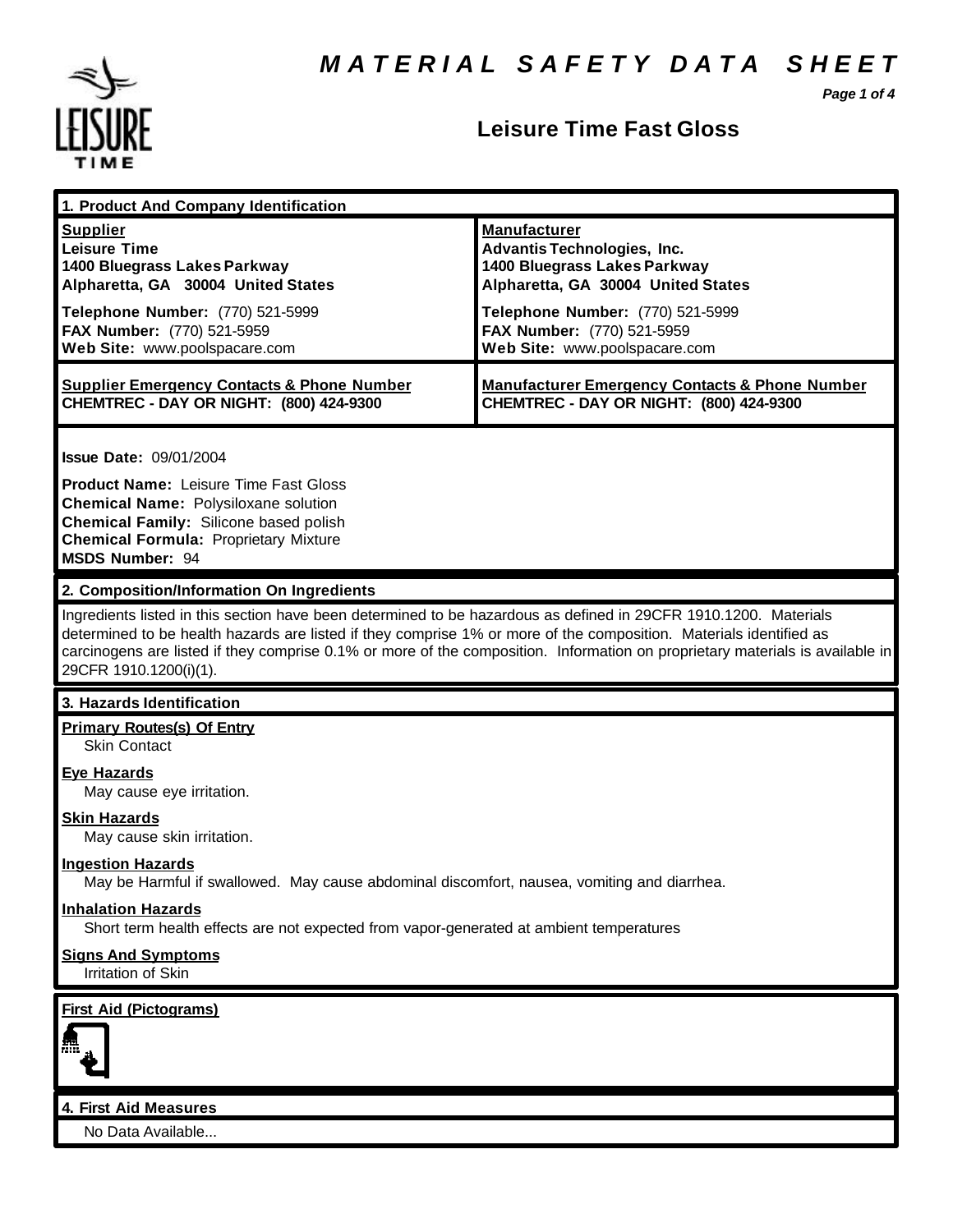# MATERIAL SAFETY DATA SHEET

## Leisure Time Fast Gloss

### 1. Product And Company Identification

| **Supplier** | **Manufacturer** |
| --- | --- |
| **Leisure Time**<br>**1400 Bluegrass Lakes Parkway**<br>**Alpharetta, GA 30004 United States** | **Advantis Technologies, Inc.**<br>**1400 Bluegrass Lakes Parkway**<br>**Alpharetta, GA 30004 United States** |
| **Telephone Number:** (770) 521-5999<br>**FAX Number:** (770) 521-5959<br>**Web Site:** www.poolspacare.com | **Telephone Number:** (770) 521-5999<br>**FAX Number:** (770) 521-5959<br>**Web Site:** www.poolspacare.com |
| **Supplier Emergency Contacts & Phone Number**<br>**CHEMTREC - DAY OR NIGHT: (800) 424-9300** | **Manufacturer Emergency Contacts & Phone Number**<br>**CHEMTREC - DAY OR NIGHT: (800) 424-9300** |

**Issue Date:** 09/01/2004

**Product Name:** Leisure Time Fast Gloss
**Chemical Name:** Polysiloxane solution
**Chemical Family:** Silicone based polish
**Chemical Formula:** Proprietary Mixture
**MSDS Number:** 94

### 2. Composition/Information On Ingredients

Ingredients listed in this section have been determined to be hazardous as defined in 29CFR 1910.1200. Materials determined to be health hazards are listed if they comprise 1% or more of the composition. Materials identified as carcinogens are listed if they comprise 0.1% or more of the composition. Information on proprietary materials is available in 29CFR 1910.1200(i)(1).

### 3. Hazards Identification

**Primary Routes(s) Of Entry**
Skin Contact

**Eye Hazards**
May cause eye irritation.

**Skin Hazards**
May cause skin irritation.

**Ingestion Hazards**
May be Harmful if swallowed. May cause abdominal discomfort, nausea, vomiting and diarrhea.

**Inhalation Hazards**
Short term health effects are not expected from vapor-generated at ambient temperatures

**Signs And Symptoms**
Irritation of Skin

**First Aid (Pictograms)**

### 4. First Aid Measures

No Data Available...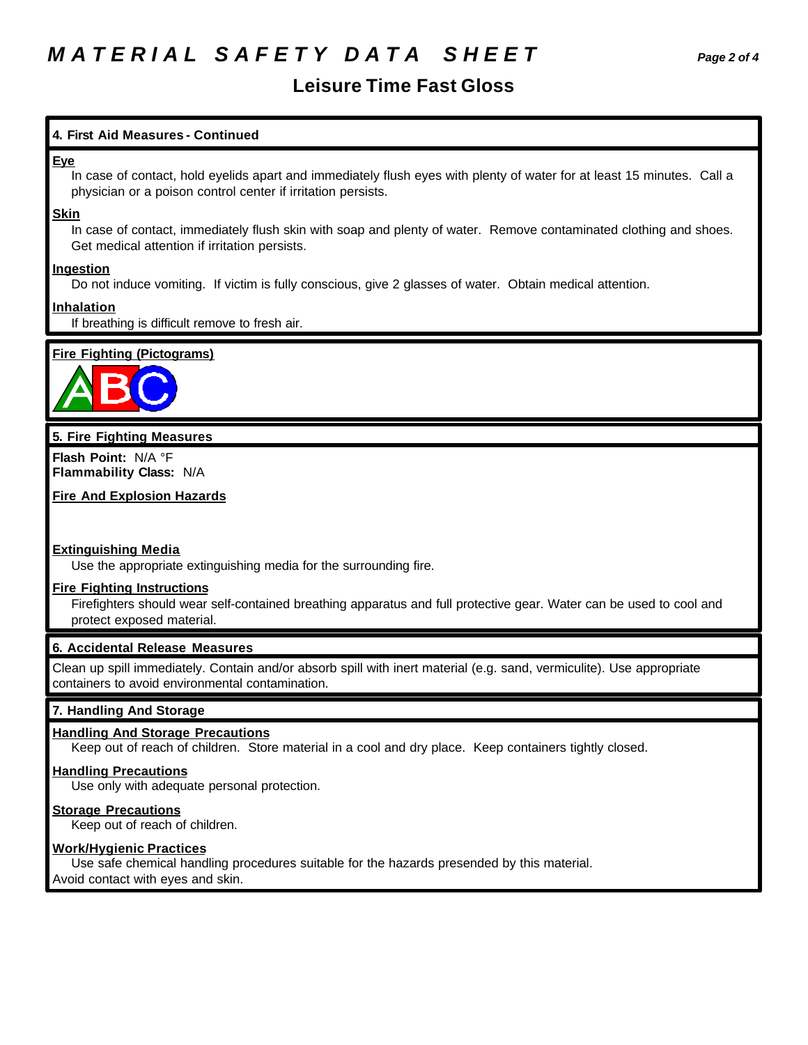# MATERIAL SAFETY DATA SHEET

## Leisure Time Fast Gloss

### 4. First Aid Measures - Continued

**Eye**

In case of contact, hold eyelids apart and immediately flush eyes with plenty of water for at least 15 minutes. Call a physician or a poison control center if irritation persists.

**Skin**

In case of contact, immediately flush skin with soap and plenty of water. Remove contaminated clothing and shoes. Get medical attention if irritation persists.

**Ingestion**

Do not induce vomiting. If victim is fully conscious, give 2 glasses of water. Obtain medical attention.

**Inhalation**

If breathing is difficult remove to fresh air.

**Fire Fighting (Pictograms)**

ABC

### 5. Fire Fighting Measures

**Flash Point:** N/A °F
**Flammability Class:** N/A

**Fire And Explosion Hazards**

**Extinguishing Media**

Use the appropriate extinguishing media for the surrounding fire.

**Fire Fighting Instructions**

Firefighters should wear self-contained breathing apparatus and full protective gear. Water can be used to cool and protect exposed material.

### 6. Accidental Release Measures

Clean up spill immediately. Contain and/or absorb spill with inert material (e.g. sand, vermiculite). Use appropriate containers to avoid environmental contamination.

### 7. Handling And Storage

**Handling And Storage Precautions**

Keep out of reach of children. Store material in a cool and dry place. Keep containers tightly closed.

**Handling Precautions**

Use only with adequate personal protection.

**Storage Precautions**

Keep out of reach of children.

**Work/Hygienic Practices**

Use safe chemical handling procedures suitable for the hazards presended by this material.
Avoid contact with eyes and skin.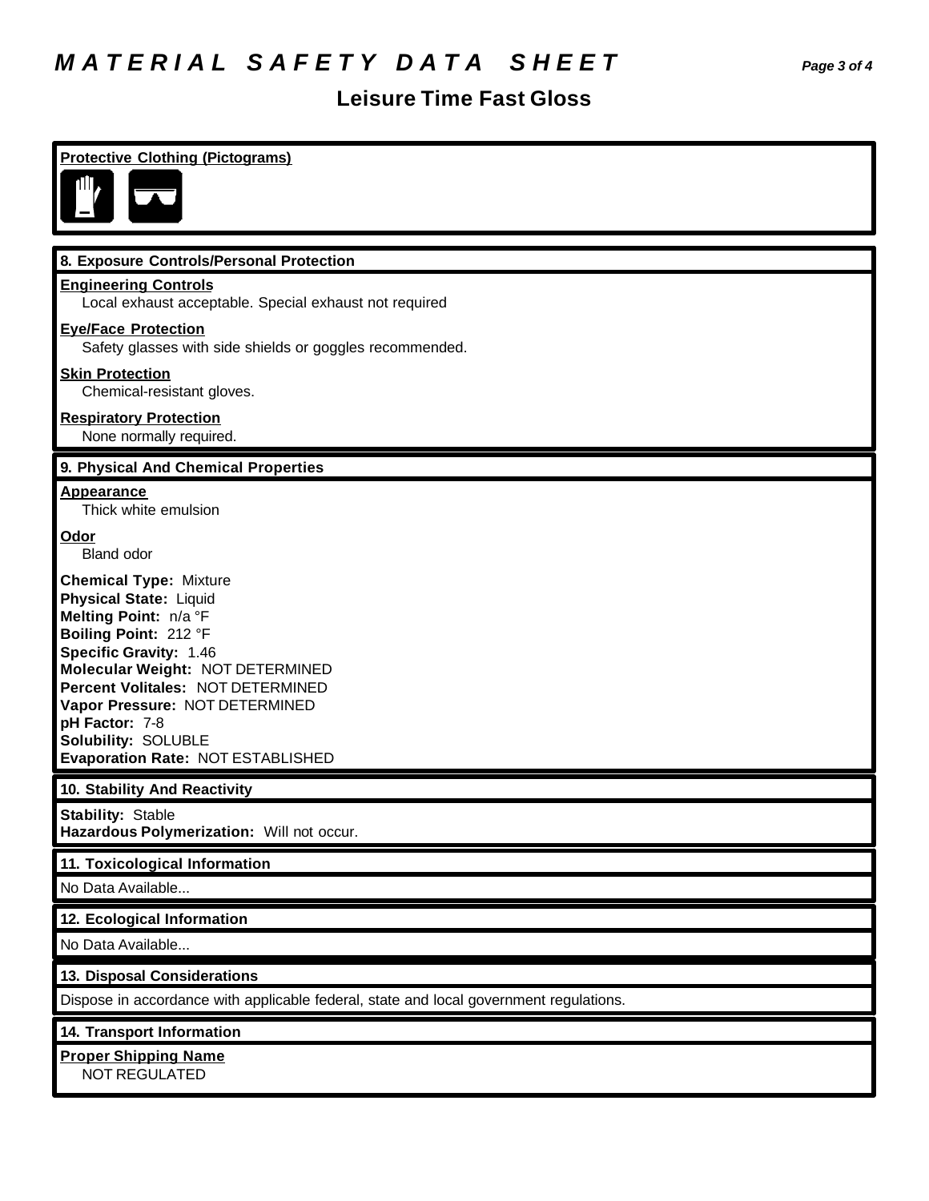# MATERIAL SAFETY DATA SHEET

## Leisure Time Fast Gloss

**Protective Clothing (Pictograms)**

## 8. Exposure Controls/Personal Protection

**Engineering Controls**
Local exhaust acceptable. Special exhaust not required

**Eye/Face Protection**
Safety glasses with side shields or goggles recommended.

**Skin Protection**
Chemical-resistant gloves.

**Respiratory Protection**
None normally required.

## 9. Physical And Chemical Properties

**Appearance**
Thick white emulsion

**Odor**
Bland odor

**Chemical Type:** Mixture
**Physical State:** Liquid
**Melting Point:** n/a °F
**Boiling Point:** 212 °F
**Specific Gravity:** 1.46
**Molecular Weight:** NOT DETERMINED
**Percent Volitales:** NOT DETERMINED
**Vapor Pressure:** NOT DETERMINED
**pH Factor:** 7-8
**Solubility:** SOLUBLE
**Evaporation Rate:** NOT ESTABLISHED

## 10. Stability And Reactivity

**Stability:** Stable
**Hazardous Polymerization:** Will not occur.

## 11. Toxicological Information

No Data Available...

## 12. Ecological Information

No Data Available...

## 13. Disposal Considerations

Dispose in accordance with applicable federal, state and local government regulations.

## 14. Transport Information

**Proper Shipping Name**
NOT REGULATED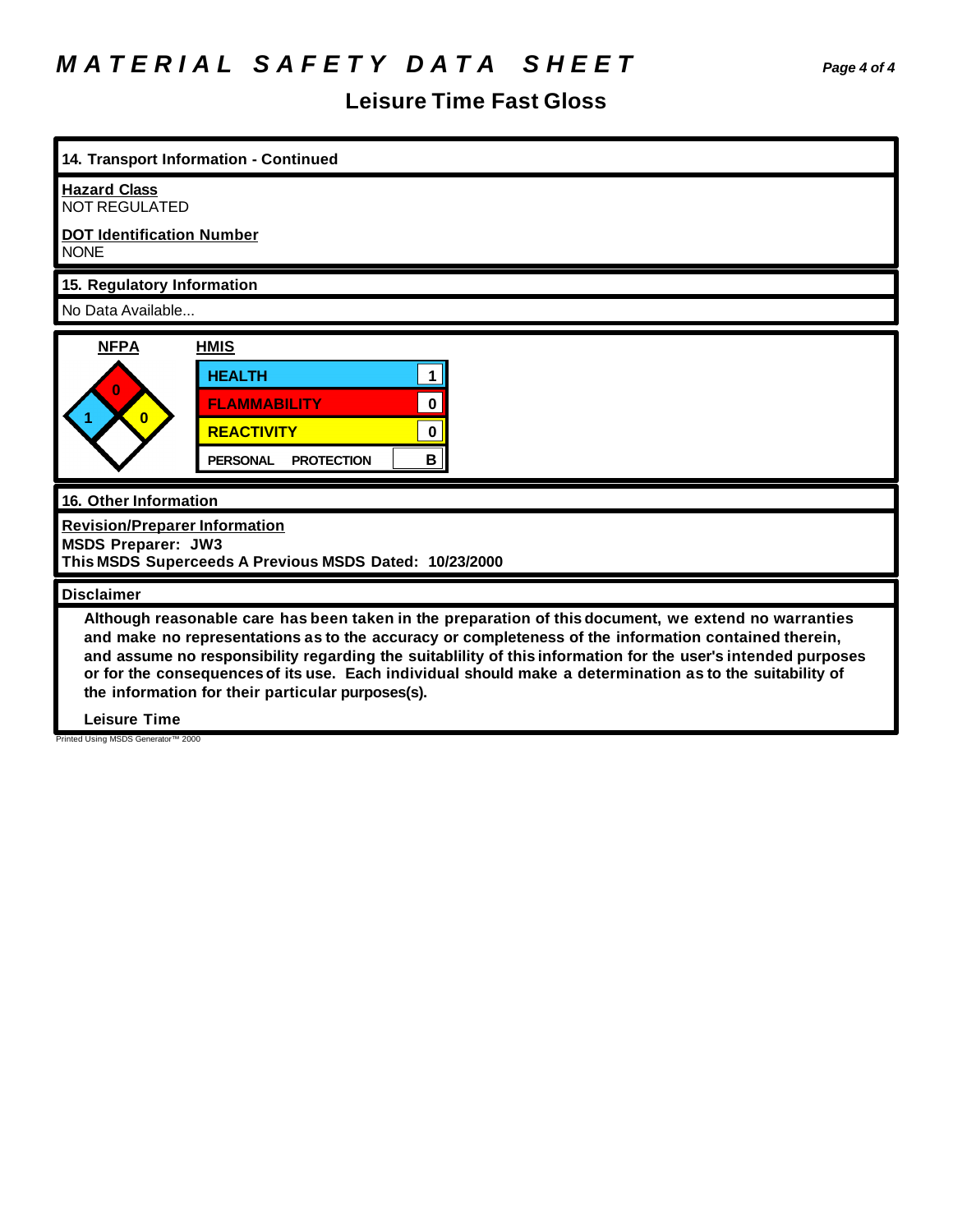# MATERIAL SAFETY DATA SHEET

## Leisure Time Fast Gloss

### 14. Transport Information - Continued

**Hazard Class**
NOT REGULATED

**DOT Identification Number**
NONE

### 15. Regulatory Information

No Data Available...

**NFPA**

0

1 0

**HMIS**

| | |
|---|---|
| HEALTH | 1 |
| FLAMMABILITY | 0 |
| REACTIVITY | 0 |
| PERSONAL PROTECTION | B |

### 16. Other Information

**Revision/Preparer Information**
**MSDS Preparer: JW3**
**This MSDS Superceeds A Previous MSDS Dated: 10/23/2000**

### Disclaimer

**Although reasonable care has been taken in the preparation of this document, we extend no warranties and make no representations as to the accuracy or completeness of the information contained therein, and assume no responsibility regarding the suitablility of this information for the user's intended purposes or for the consequences of its use. Each individual should make a determination as to the suitability of the information for their particular purposes(s).**

**Leisure Time**

Printed Using MSDS Generator™ 2000